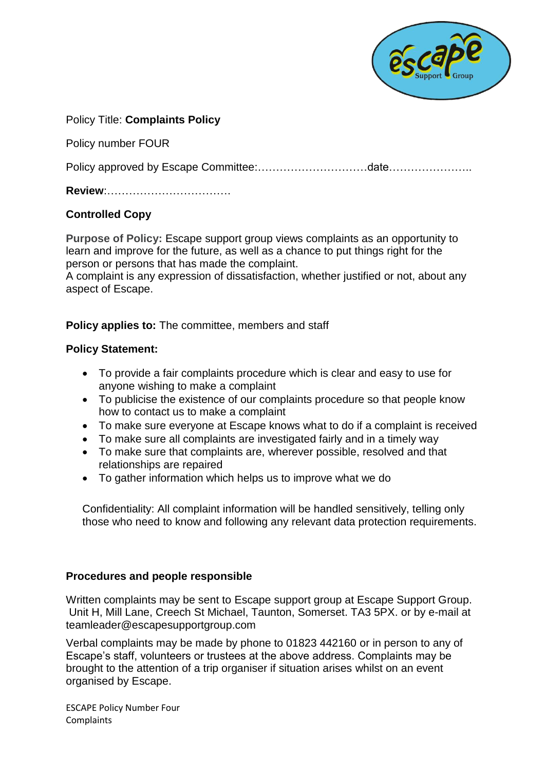Policy Title: **Complaints Policy**

Policy number FOUR

Policy approved by Escape Committee:…………………………date…………………..

**Review**:…………………………….

**Controlled Copy**

**Purpose of Policy:** Escape support group views complaints as an opportunity to learn and improve for the future, as well as a chance to put things right for the person or persons that has made the complaint.
A complaint is any expression of dissatisfaction, whether justified or not, about any aspect of Escape.

**Policy applies to:** The committee, members and staff

**Policy Statement:**

- To provide a fair complaints procedure which is clear and easy to use for anyone wishing to make a complaint
- To publicise the existence of our complaints procedure so that people know how to contact us to make a complaint
- To make sure everyone at Escape knows what to do if a complaint is received
- To make sure all complaints are investigated fairly and in a timely way
- To make sure that complaints are, wherever possible, resolved and that relationships are repaired
- To gather information which helps us to improve what we do

Confidentiality: All complaint information will be handled sensitively, telling only those who need to know and following any relevant data protection requirements.

**Procedures and people responsible**

Written complaints may be sent to Escape support group at Escape Support Group. Unit H, Mill Lane, Creech St Michael, Taunton, Somerset. TA3 5PX. or by e-mail at teamleader@escapesupportgroup.com

Verbal complaints may be made by phone to 01823 442160 or in person to any of Escape's staff, volunteers or trustees at the above address. Complaints may be brought to the attention of a trip organiser if situation arises whilst on an event organised by Escape.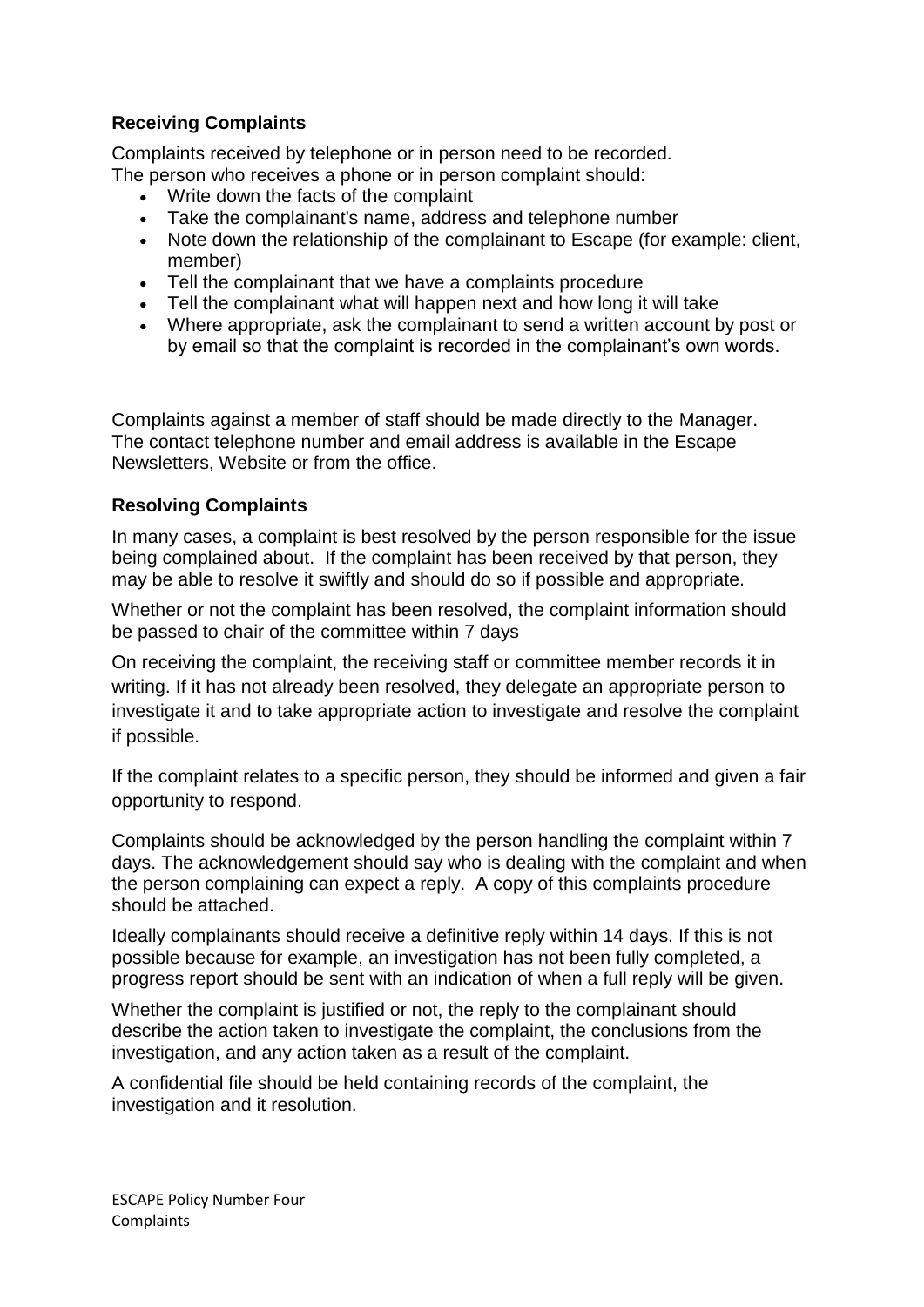### Receiving Complaints

Complaints received by telephone or in person need to be recorded.
The person who receives a phone or in person complaint should:

- Write down the facts of the complaint
- Take the complainant's name, address and telephone number
- Note down the relationship of the complainant to Escape (for example: client, member)
- Tell the complainant that we have a complaints procedure
- Tell the complainant what will happen next and how long it will take
- Where appropriate, ask the complainant to send a written account by post or by email so that the complaint is recorded in the complainant's own words.

Complaints against a member of staff should be made directly to the Manager.
The contact telephone number and email address is available in the Escape Newsletters, Website or from the office.

### Resolving Complaints

In many cases, a complaint is best resolved by the person responsible for the issue being complained about. If the complaint has been received by that person, they may be able to resolve it swiftly and should do so if possible and appropriate.

Whether or not the complaint has been resolved, the complaint information should be passed to chair of the committee within 7 days

On receiving the complaint, the receiving staff or committee member records it in writing. If it has not already been resolved, they delegate an appropriate person to investigate it and to take appropriate action to investigate and resolve the complaint if possible.

If the complaint relates to a specific person, they should be informed and given a fair opportunity to respond.

Complaints should be acknowledged by the person handling the complaint within 7 days. The acknowledgement should say who is dealing with the complaint and when the person complaining can expect a reply. A copy of this complaints procedure should be attached.

Ideally complainants should receive a definitive reply within 14 days. If this is not possible because for example, an investigation has not been fully completed, a progress report should be sent with an indication of when a full reply will be given.

Whether the complaint is justified or not, the reply to the complainant should describe the action taken to investigate the complaint, the conclusions from the investigation, and any action taken as a result of the complaint.

A confidential file should be held containing records of the complaint, the investigation and it resolution.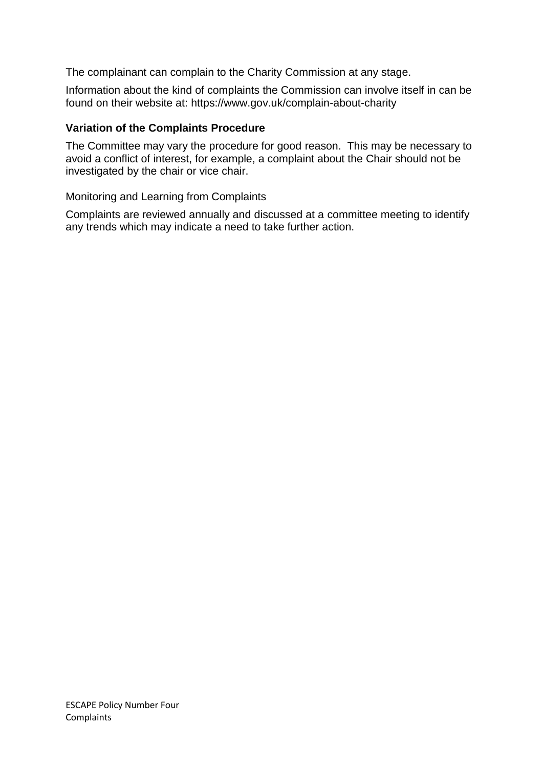The complainant can complain to the Charity Commission at any stage.

Information about the kind of complaints the Commission can involve itself in can be found on their website at: https://www.gov.uk/complain-about-charity

**Variation of the Complaints Procedure**

The Committee may vary the procedure for good reason. This may be necessary to avoid a conflict of interest, for example, a complaint about the Chair should not be investigated by the chair or vice chair.

Monitoring and Learning from Complaints

Complaints are reviewed annually and discussed at a committee meeting to identify any trends which may indicate a need to take further action.